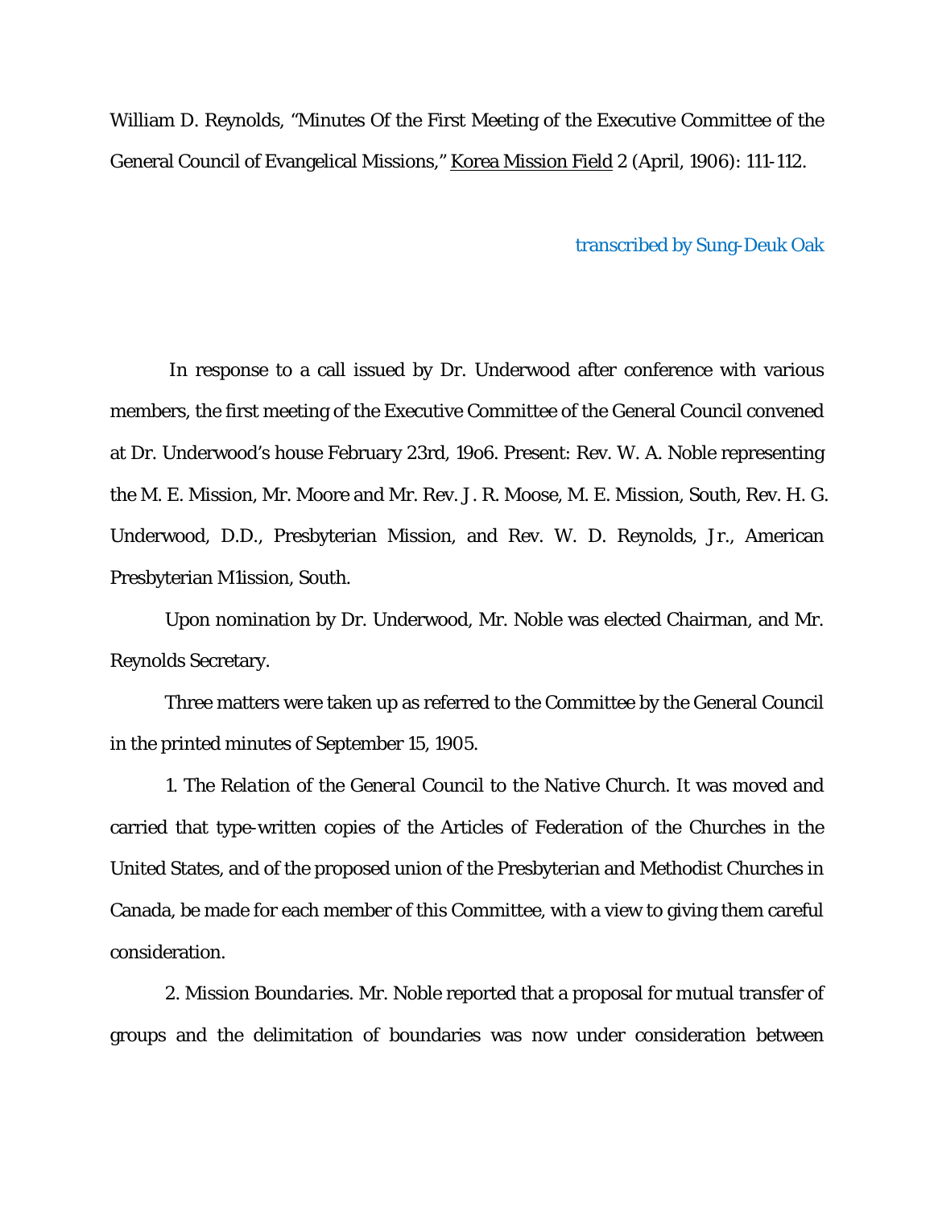William D. Reynolds, "Minutes Of the First Meeting of the Executive Committee of the General Council of Evangelical Missions," Korea Mission Field 2 (April, 1906): 111-112.

transcribed by Sung-Deuk Oak

In response to a call issued by Dr. Underwood after conference with various members, the first meeting of the Executive Committee of the General Council convened at Dr. Underwood's house February 23rd, 19o6. Present: Rev. W. A. Noble representing the M. E. Mission, Mr. Moore and Mr. Rev. J. R. Moose, M. E. Mission, South, Rev. H. G. Underwood, D.D., Presbyterian Mission, and Rev. W. D. Reynolds, Jr., American Presbyterian M1ission, South.

Upon nomination by Dr. Underwood, Mr. Noble was elected Chairman, and Mr. Reynolds Secretary.

Three matters were taken up as referred to the Committee by the General Council in the printed minutes of September 15, 1905.

1. *The Relation of the General Council to the Native Church.* It was moved and carried that type-written copies of the Articles of Federation of the Churches in the United States, and of the proposed union of the Presbyterian and Methodist Churches in Canada, be made for each member of this Committee, with a view to giving them careful consideration.

2. *Mission Boundaries.* Mr. Noble reported that a proposal for mutual transfer of groups and the delimitation of boundaries was now under consideration between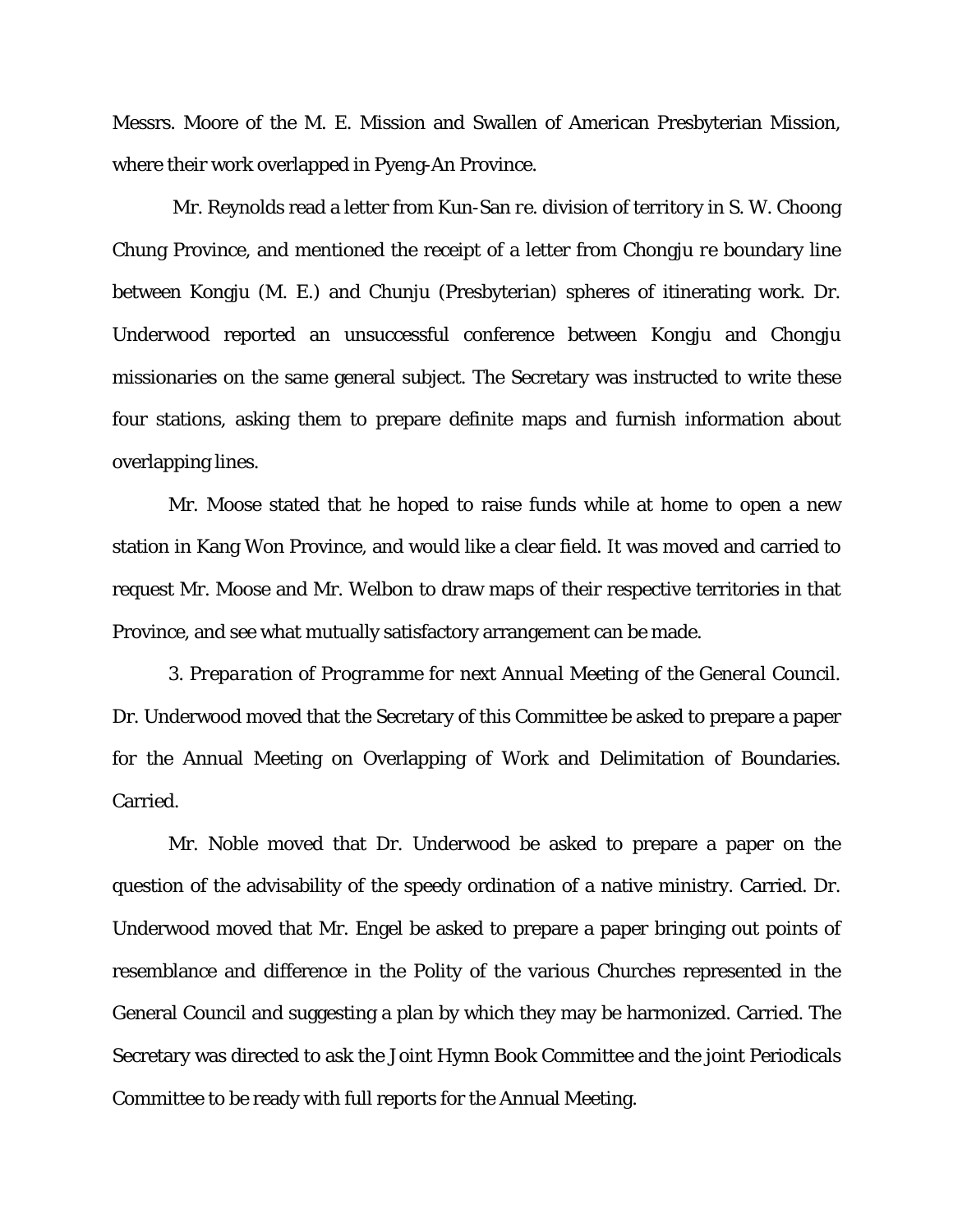Messrs. Moore of the M. E. Mission and Swallen of American Presbyterian Mission, where their work overlapped in Pyeng-An Province.

Mr. Reynolds read a letter from Kun-San *re*. division of territory in S. W. Choong Chung Province, and mentioned the receipt of a letter from Chongju *re* boundary line between Kongju (M. E.) and Chunju (Presbyterian) spheres of itinerating work. Dr. Underwood reported an unsuccessful conference between Kongju and Chongju missionaries on the same general subject. The Secretary was instructed to write these four stations, asking them to prepare definite maps and furnish information about overlapping lines.

Mr. Moose stated that he hoped to raise funds while at home to open a new station in Kang Won Province, and would like a clear field. It was moved and carried to request Mr. Moose and Mr. Welbon to draw maps of their respective territories in that Province, and see what mutually satisfactory arrangement can be made.

3. *Preparation of Programme for next Annual Meeting of the General Council*. Dr. Underwood moved that the Secretary of this Committee be asked to prepare a paper for the Annual Meeting on Overlapping of Work and Delimitation of Boundaries. Carried.

Mr. Noble moved that Dr. Underwood be asked to prepare a paper on the question of the advisability of the speedy ordination of a native ministry. Carried. Dr. Underwood moved that Mr. Engel be asked to prepare a paper bringing out points of resemblance and difference in the Polity of the various Churches represented in the General Council and suggesting a plan by which they may be harmonized. Carried. The Secretary was directed to ask the Joint Hymn Book Committee and the joint Periodicals Committee to be ready with full reports for the Annual Meeting.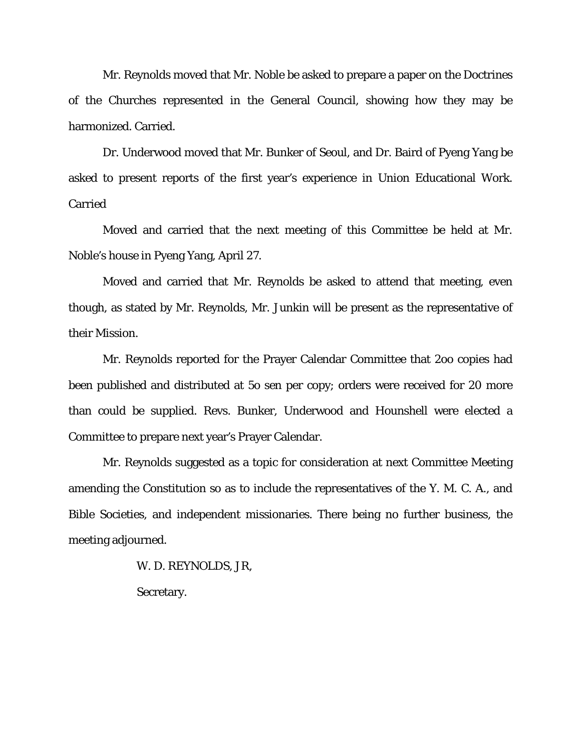Mr. Reynolds moved that Mr. Noble be asked to prepare a paper on the Doctrines of the Churches represented in the General Council, showing how they may be harmonized. Carried.

Dr. Underwood moved that Mr. Bunker of Seoul, and Dr. Baird of Pyeng Yang be asked to present reports of the first year's experience in Union Educational Work. Carried

Moved and carried that the next meeting of this Committee be held at Mr. Noble's house in Pyeng Yang, April 27.

Moved and carried that Mr. Reynolds be asked to attend that meeting, even though, as stated by Mr. Reynolds, Mr. Junkin will be present as the representative of their Mission.

Mr. Reynolds reported for the Prayer Calendar Committee that 2oo copies had been published and distributed at 5o sen per copy; orders were received for 20 more than could be supplied. Revs. Bunker, Underwood and Hounshell were elected a Committee to prepare next year's Prayer Calendar.

Mr. Reynolds suggested as a topic for consideration at next Committee Meeting amending the Constitution so as to include the representatives of the Y. M. C. A., and Bible Societies, and independent missionaries. There being no further business, the meeting adjourned.

W. D. REYNOLDS, JR,

Secretary.